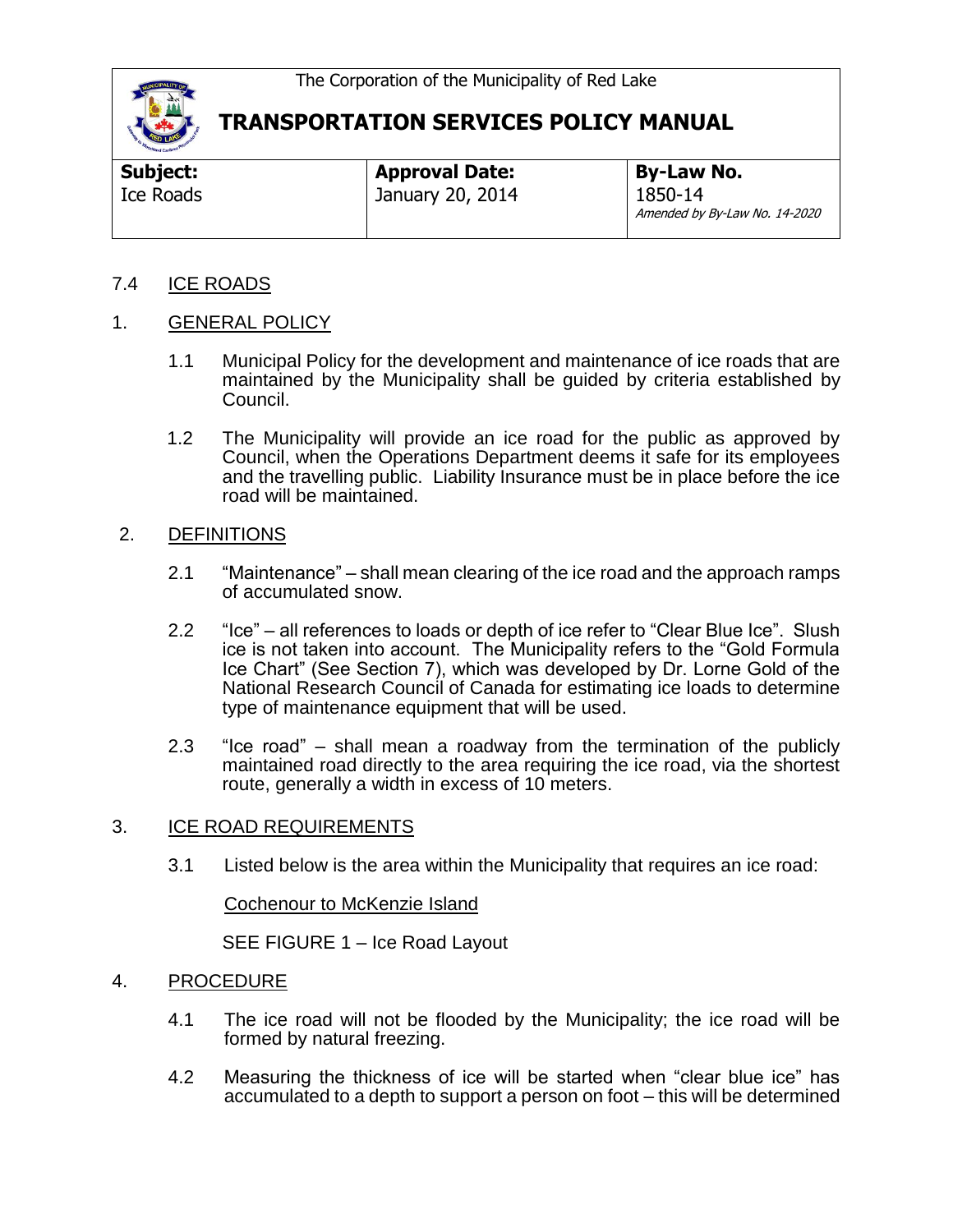The Corporation of the Municipality of Red Lake

# TRANSPORTATION SERVICES POLICY MANUAL

| **Subject:** | **Approval Date:** | **By-Law No.** |
|---|---|---|
| Ice Roads | January 20, 2014 | 1850-14 *Amended by By-Law No. 14-2020* |

## 7.4 ICE ROADS

## 1. GENERAL POLICY

1.1 Municipal Policy for the development and maintenance of ice roads that are maintained by the Municipality shall be guided by criteria established by Council.

1.2 The Municipality will provide an ice road for the public as approved by Council, when the Operations Department deems it safe for its employees and the travelling public. Liability Insurance must be in place before the ice road will be maintained.

## 2. DEFINITIONS

2.1 "Maintenance" – shall mean clearing of the ice road and the approach ramps of accumulated snow.

2.2 "Ice" – all references to loads or depth of ice refer to "Clear Blue Ice". Slush ice is not taken into account. The Municipality refers to the "Gold Formula Ice Chart" (See Section 7), which was developed by Dr. Lorne Gold of the National Research Council of Canada for estimating ice loads to determine type of maintenance equipment that will be used.

2.3 "Ice road" – shall mean a roadway from the termination of the publicly maintained road directly to the area requiring the ice road, via the shortest route, generally a width in excess of 10 meters.

## 3. ICE ROAD REQUIREMENTS

3.1 Listed below is the area within the Municipality that requires an ice road:

Cochenour to McKenzie Island

SEE FIGURE 1 – Ice Road Layout

## 4. PROCEDURE

4.1 The ice road will not be flooded by the Municipality; the ice road will be formed by natural freezing.

4.2 Measuring the thickness of ice will be started when "clear blue ice" has accumulated to a depth to support a person on foot – this will be determined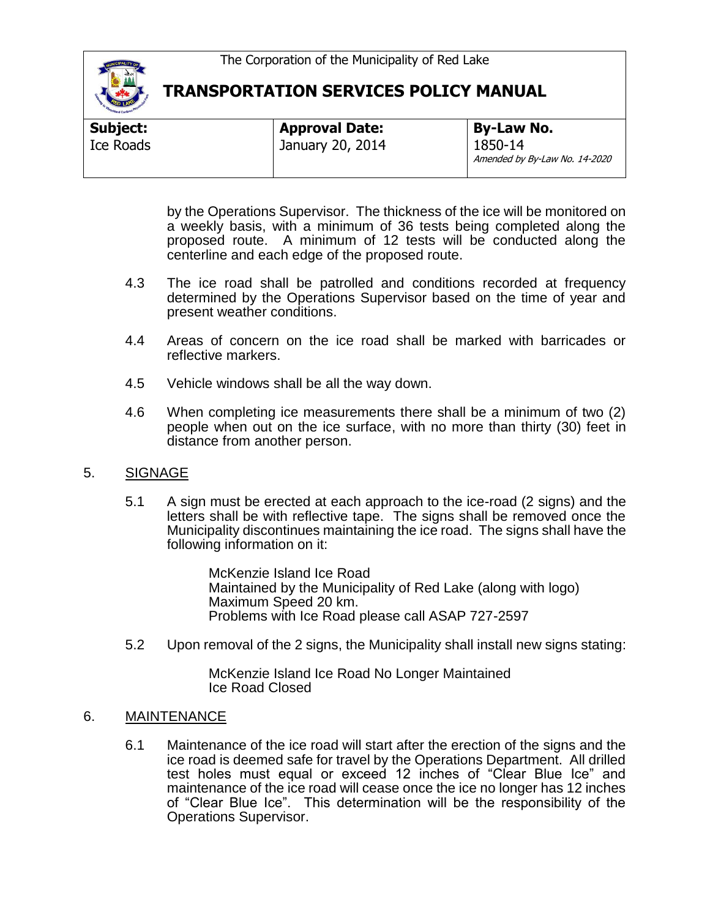by the Operations Supervisor. The thickness of the ice will be monitored on a weekly basis, with a minimum of 36 tests being completed along the proposed route. A minimum of 12 tests will be conducted along the centerline and each edge of the proposed route.

4.3 The ice road shall be patrolled and conditions recorded at frequency determined by the Operations Supervisor based on the time of year and present weather conditions.

4.4 Areas of concern on the ice road shall be marked with barricades or reflective markers.

4.5 Vehicle windows shall be all the way down.

4.6 When completing ice measurements there shall be a minimum of two (2) people when out on the ice surface, with no more than thirty (30) feet in distance from another person.

## 5. SIGNAGE

5.1 A sign must be erected at each approach to the ice-road (2 signs) and the letters shall be with reflective tape. The signs shall be removed once the Municipality discontinues maintaining the ice road. The signs shall have the following information on it:

> McKenzie Island Ice Road
> Maintained by the Municipality of Red Lake (along with logo)
> Maximum Speed 20 km.
> Problems with Ice Road please call ASAP 727-2597

5.2 Upon removal of the 2 signs, the Municipality shall install new signs stating:

> McKenzie Island Ice Road No Longer Maintained
> Ice Road Closed

## 6. MAINTENANCE

6.1 Maintenance of the ice road will start after the erection of the signs and the ice road is deemed safe for travel by the Operations Department. All drilled test holes must equal or exceed 12 inches of "Clear Blue Ice" and maintenance of the ice road will cease once the ice no longer has 12 inches of "Clear Blue Ice". This determination will be the responsibility of the Operations Supervisor.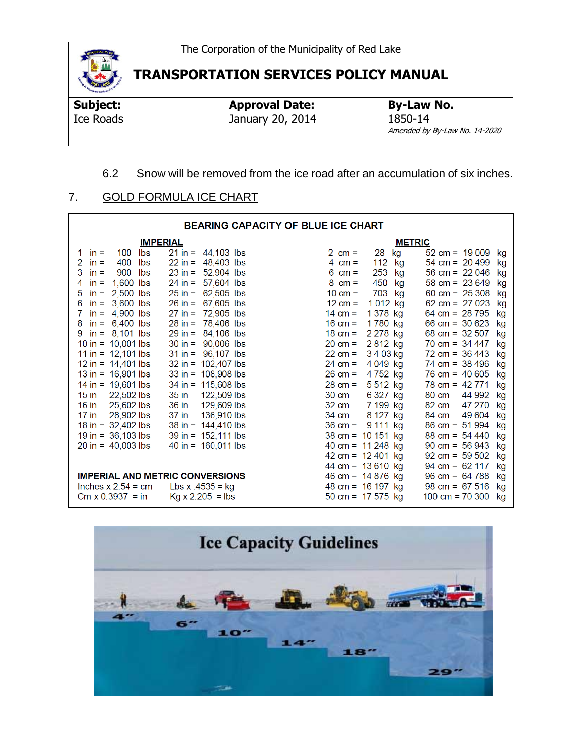The Corporation of the Municipality of Red Lake

# TRANSPORTATION SERVICES POLICY MANUAL

| Subject: | Approval Date: | By-Law No. |
|---|---|---|
| Ice Roads | January 20, 2014 | 1850-14<br>*Amended by By-Law No. 14-2020* |

6.2 Snow will be removed from the ice road after an accumulation of six inches.

## 7. GOLD FORMULA ICE CHART

**BEARING CAPACITY OF BLUE ICE CHART**

**IMPERIAL**

| | | | |
|---|---|---|---|
| 1 in = | 100 lbs | 21 in = | 44,103 lbs |
| 2 in = | 400 lbs | 22 in = | 48,403 lbs |
| 3 in = | 900 lbs | 23 in = | 52,904 lbs |
| 4 in = | 1,600 lbs | 24 in = | 57,604 lbs |
| 5 in = | 2,500 lbs | 25 in = | 62,505 lbs |
| 6 in = | 3,600 lbs | 26 in = | 67,605 lbs |
| 7 in = | 4,900 lbs | 27 in = | 72,905 lbs |
| 8 in = | 6,400 lbs | 28 in = | 78,406 lbs |
| 9 in = | 8,101 lbs | 29 in = | 84,106 lbs |
| 10 in = | 10,001 lbs | 30 in = | 90,006 lbs |
| 11 in = | 12,101 lbs | 31 in = | 96,107 lbs |
| 12 in = | 14,401 lbs | 32 in = | 102,407 lbs |
| 13 in = | 16,901 lbs | 33 in = | 108,908 lbs |
| 14 in = | 19,601 lbs | 34 in = | 115,608 lbs |
| 15 in = | 22,502 lbs | 35 in = | 122,509 lbs |
| 16 in = | 25,602 lbs | 36 in = | 129,609 lbs |
| 17 in = | 28,902 lbs | 37 in = | 136,910 lbs |
| 18 in = | 32,402 lbs | 38 in = | 144,410 lbs |
| 19 in = | 36,103 lbs | 39 in = | 152,111 lbs |
| 20 in = | 40,003 lbs | 40 in = | 160,011 lbs |

**METRIC**

| | | | |
|---|---|---|---|
| 2 cm = | 28 kg | 52 cm = | 19 009 kg |
| 4 cm = | 112 kg | 54 cm = | 20 499 kg |
| 6 cm = | 253 kg | 56 cm = | 22 046 kg |
| 8 cm = | 450 kg | 58 cm = | 23 649 kg |
| 10 cm = | 703 kg | 60 cm = | 25 308 kg |
| 12 cm = | 1 012 kg | 62 cm = | 27 023 kg |
| 14 cm = | 1 378 kg | 64 cm = | 28 795 kg |
| 16 cm = | 1 780 kg | 66 cm = | 30 623 kg |
| 18 cm = | 2 278 kg | 68 cm = | 32 507 kg |
| 20 cm = | 2 812 kg | 70 cm = | 34 447 kg |
| 22 cm = | 3 4 03 kg | 72 cm = | 36 443 kg |
| 24 cm = | 4 049 kg | 74 cm = | 38 496 kg |
| 26 cm = | 4 752 kg | 76 cm = | 40 605 kg |
| 28 cm = | 5 512 kg | 78 cm = | 42 771 kg |
| 30 cm = | 6 327 kg | 80 cm = | 44 992 kg |
| 32 cm = | 7 199 kg | 82 cm = | 47 270 kg |
| 34 cm = | 8 127 kg | 84 cm = | 49 604 kg |
| 36 cm = | 9 111 kg | 86 cm = | 51 994 kg |
| 38 cm = | 10 151 kg | 88 cm = | 54 440 kg |
| 40 cm = | 11 248 kg | 90 cm = | 56 943 kg |
| 42 cm = | 12 401 kg | 92 cm = | 59 502 kg |
| 44 cm = | 13 610 kg | 94 cm = | 62 117 kg |
| 46 cm = | 14 876 kg | 96 cm = | 64 788 kg |
| 48 cm = | 16 197 kg | 98 cm = | 67 516 kg |
| 50 cm = | 17 575 kg | 100 cm = | 70 300 kg |

**IMPERIAL AND METRIC CONVERSIONS**

Inches x 2.54 = cm    Lbs x .4535 = kg

Cm x 0.3937 = in    Kg x 2.205 = lbs

**Ice Capacity Guidelines**

4" · 6" · 10" · 14" · 18" · 29"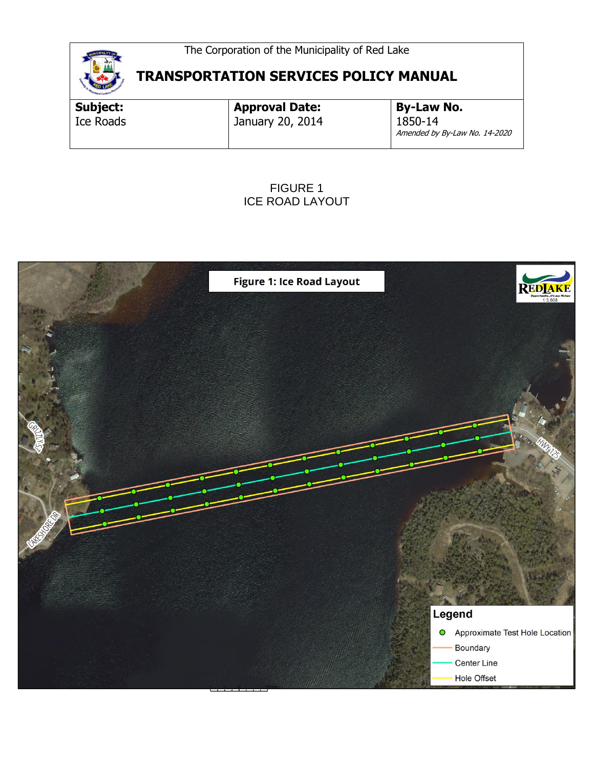FIGURE 1
ICE ROAD LAYOUT

Figure 1: Ice Road Layout

RED LAKE
Opportunity...it's our Nature
1:3,608

GRIZZLY ST
LAKESHORE DR
HWY 125

Legend
Approximate Test Hole Location
Boundary
Center Line
Hole Offset